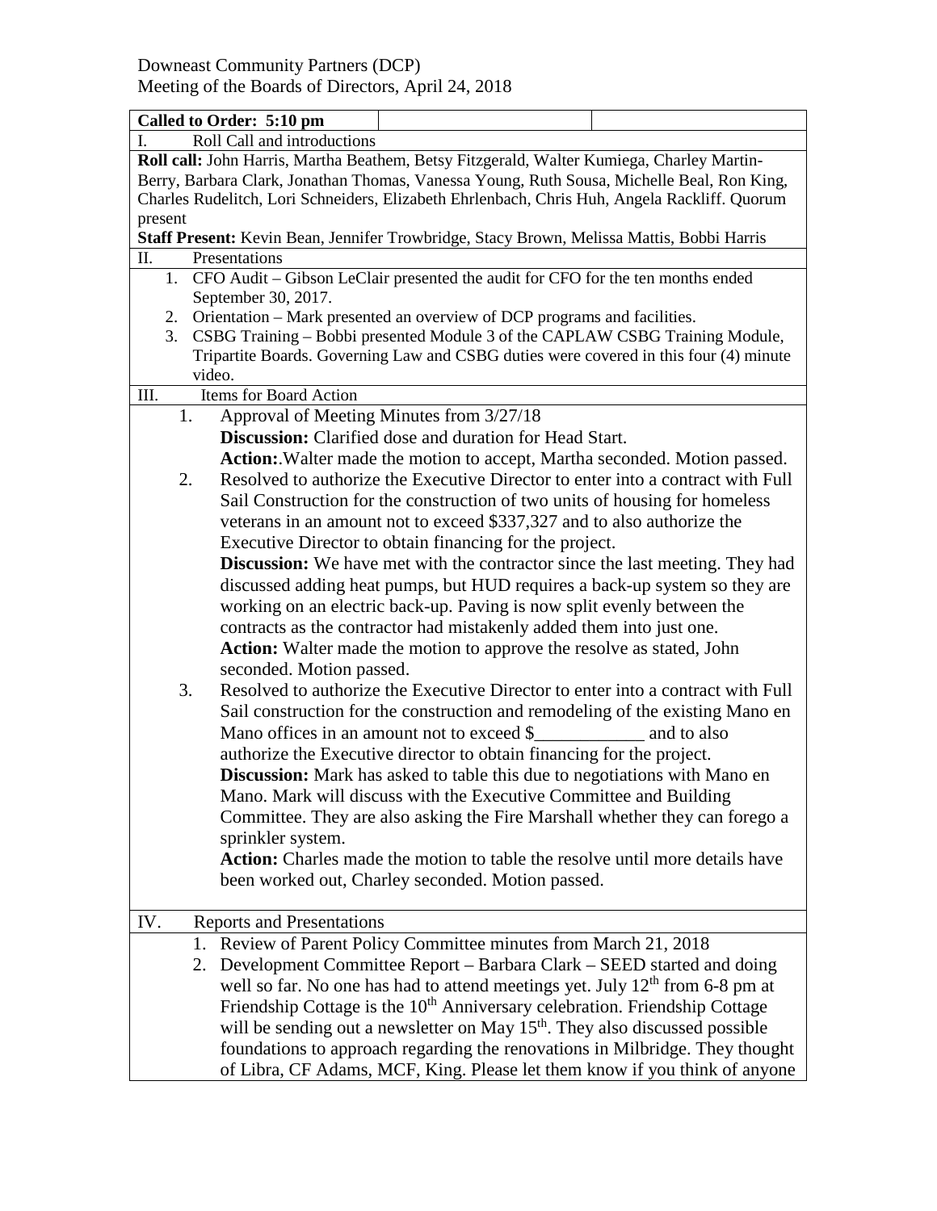Downeast Community Partners (DCP)
Meeting of the Boards of Directors, April 24, 2018

**Called to Order: 5:10 pm**

I. Roll Call and introductions

**Roll call:** John Harris, Martha Beathem, Betsy Fitzgerald, Walter Kumiega, Charley Martin-Berry, Barbara Clark, Jonathan Thomas, Vanessa Young, Ruth Sousa, Michelle Beal, Ron King, Charles Rudelitch, Lori Schneiders, Elizabeth Ehrlenbach, Chris Huh, Angela Rackliff. Quorum present

**Staff Present:** Kevin Bean, Jennifer Trowbridge, Stacy Brown, Melissa Mattis, Bobbi Harris

II. Presentations

1. CFO Audit – Gibson LeClair presented the audit for CFO for the ten months ended September 30, 2017.
2. Orientation – Mark presented an overview of DCP programs and facilities.
3. CSBG Training – Bobbi presented Module 3 of the CAPLAW CSBG Training Module, Tripartite Boards. Governing Law and CSBG duties were covered in this four (4) minute video.

III. Items for Board Action

1. Approval of Meeting Minutes from 3/27/18
   **Discussion:** Clarified dose and duration for Head Start.
   **Action:**.Walter made the motion to accept, Martha seconded. Motion passed.
2. Resolved to authorize the Executive Director to enter into a contract with Full Sail Construction for the construction of two units of housing for homeless veterans in an amount not to exceed $337,327 and to also authorize the Executive Director to obtain financing for the project.
   **Discussion:** We have met with the contractor since the last meeting. They had discussed adding heat pumps, but HUD requires a back-up system so they are working on an electric back-up. Paving is now split evenly between the contracts as the contractor had mistakenly added them into just one.
   **Action:** Walter made the motion to approve the resolve as stated, John seconded. Motion passed.
3. Resolved to authorize the Executive Director to enter into a contract with Full Sail construction for the construction and remodeling of the existing Mano en Mano offices in an amount not to exceed $____________ and to also authorize the Executive director to obtain financing for the project.
   **Discussion:** Mark has asked to table this due to negotiations with Mano en Mano. Mark will discuss with the Executive Committee and Building Committee. They are also asking the Fire Marshall whether they can forego a sprinkler system.
   **Action:** Charles made the motion to table the resolve until more details have been worked out, Charley seconded. Motion passed.

IV. Reports and Presentations

1. Review of Parent Policy Committee minutes from March 21, 2018
2. Development Committee Report – Barbara Clark – SEED started and doing well so far. No one has had to attend meetings yet. July 12th from 6-8 pm at Friendship Cottage is the 10th Anniversary celebration. Friendship Cottage will be sending out a newsletter on May 15th. They also discussed possible foundations to approach regarding the renovations in Milbridge. They thought of Libra, CF Adams, MCF, King. Please let them know if you think of anyone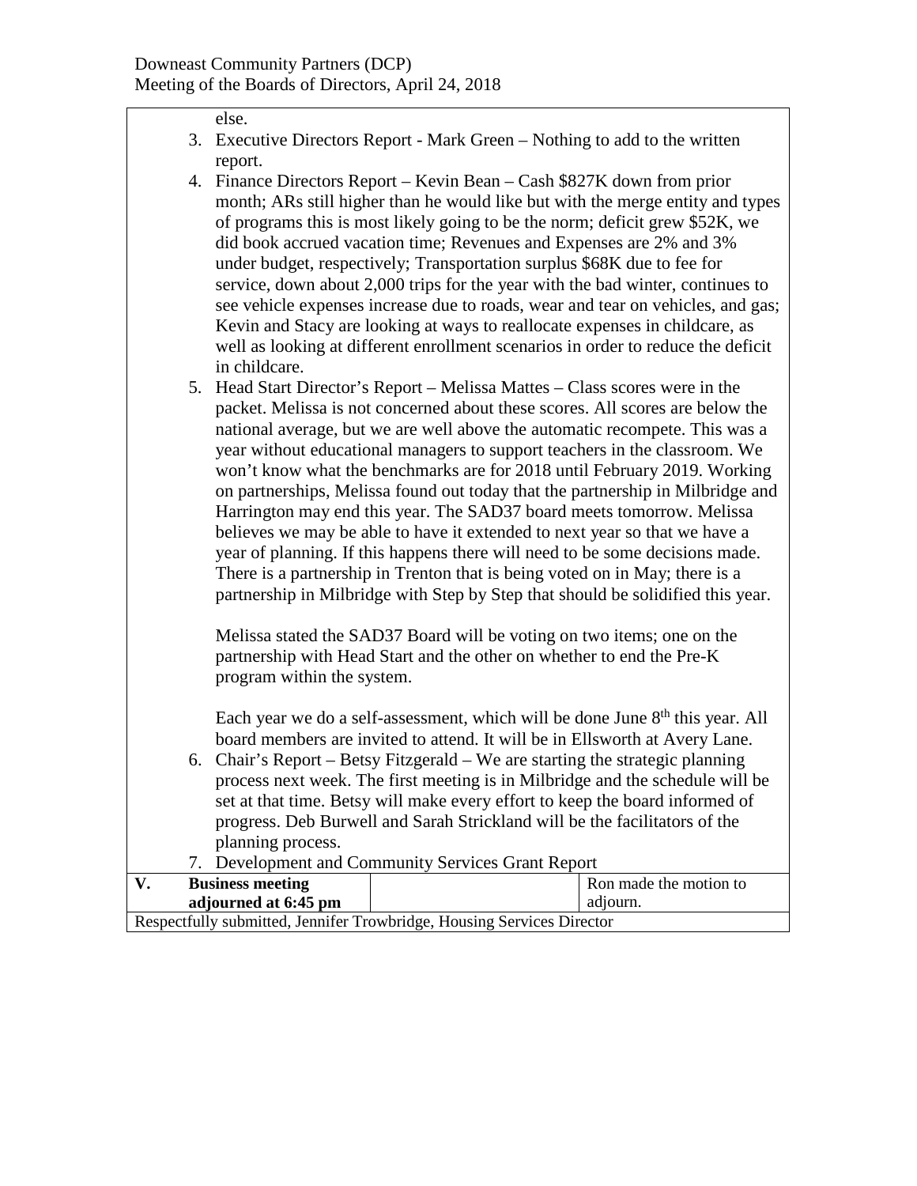else.

3. Executive Directors Report - Mark Green – Nothing to add to the written report.
4. Finance Directors Report – Kevin Bean – Cash $827K down from prior month; ARs still higher than he would like but with the merge entity and types of programs this is most likely going to be the norm; deficit grew $52K, we did book accrued vacation time; Revenues and Expenses are 2% and 3% under budget, respectively; Transportation surplus $68K due to fee for service, down about 2,000 trips for the year with the bad winter, continues to see vehicle expenses increase due to roads, wear and tear on vehicles, and gas; Kevin and Stacy are looking at ways to reallocate expenses in childcare, as well as looking at different enrollment scenarios in order to reduce the deficit in childcare.
5. Head Start Director's Report – Melissa Mattes – Class scores were in the packet. Melissa is not concerned about these scores. All scores are below the national average, but we are well above the automatic recompete. This was a year without educational managers to support teachers in the classroom. We won't know what the benchmarks are for 2018 until February 2019. Working on partnerships, Melissa found out today that the partnership in Milbridge and Harrington may end this year. The SAD37 board meets tomorrow. Melissa believes we may be able to have it extended to next year so that we have a year of planning. If this happens there will need to be some decisions made. There is a partnership in Trenton that is being voted on in May; there is a partnership in Milbridge with Step by Step that should be solidified this year.

   Melissa stated the SAD37 Board will be voting on two items; one on the partnership with Head Start and the other on whether to end the Pre-K program within the system.

   Each year we do a self-assessment, which will be done June 8th this year. All board members are invited to attend. It will be in Ellsworth at Avery Lane.
6. Chair's Report – Betsy Fitzgerald – We are starting the strategic planning process next week. The first meeting is in Milbridge and the schedule will be set at that time. Betsy will make every effort to keep the board informed of progress. Deb Burwell and Sarah Strickland will be the facilitators of the planning process.
7. Development and Community Services Grant Report

| | | | |
|---|---|---|---|
| **V.** | **Business meeting adjourned at 6:45 pm** | | Ron made the motion to adjourn. |

Respectfully submitted, Jennifer Trowbridge, Housing Services Director